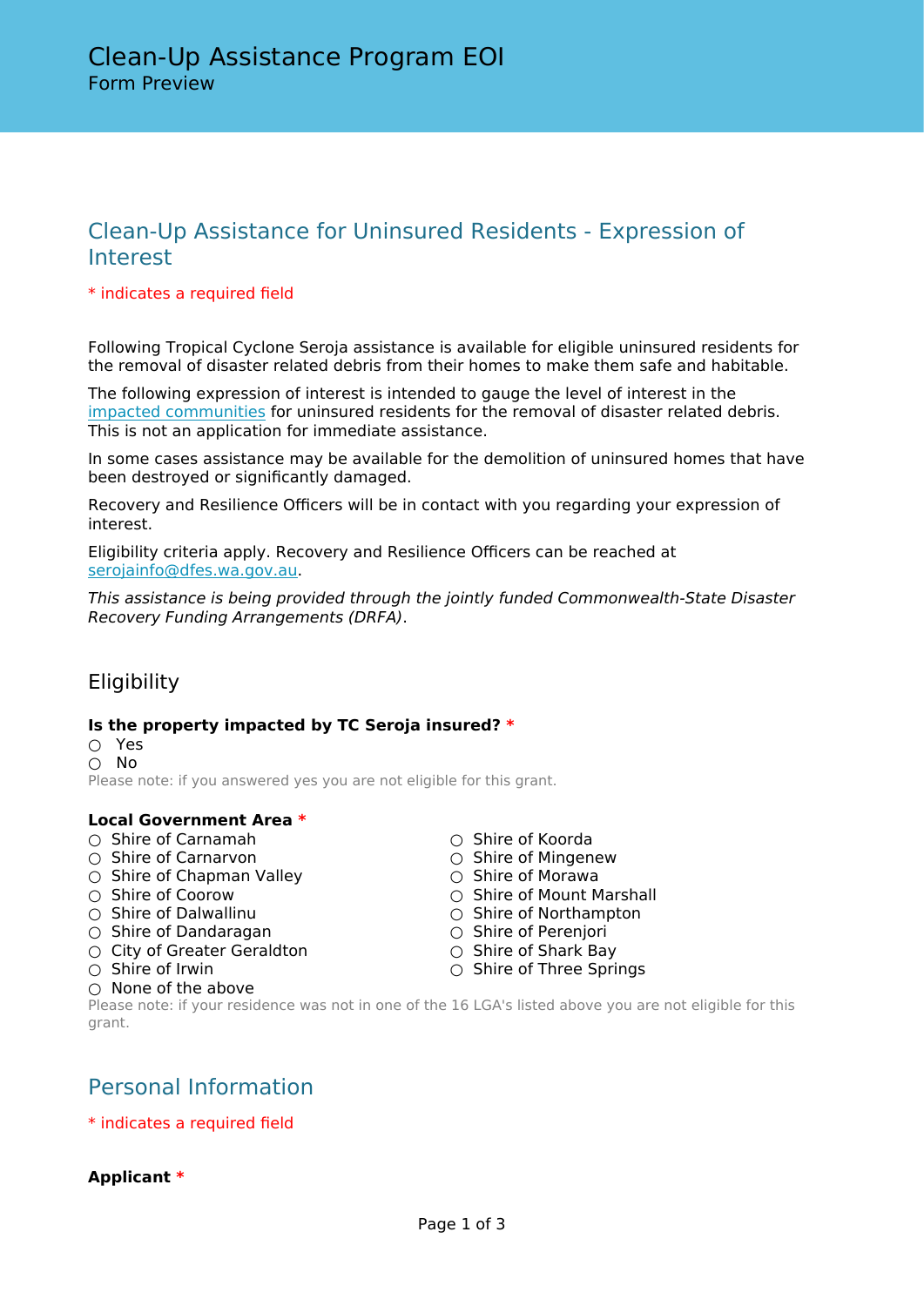# Clean-Up Assistance Program EOI

Form Preview

## Clean-Up Assistance for Uninsured Residents - Expression of Interest

* indicates a required field

Following Tropical Cyclone Seroja assistance is available for eligible uninsured residents for the removal of disaster related debris from their homes to make them safe and habitable.

The following expression of interest is intended to gauge the level of interest in the impacted communities for uninsured residents for the removal of disaster related debris. This is not an application for immediate assistance.

In some cases assistance may be available for the demolition of uninsured homes that have been destroyed or significantly damaged.

Recovery and Resilience Officers will be in contact with you regarding your expression of interest.

Eligibility criteria apply. Recovery and Resilience Officers can be reached at serojainfo@dfes.wa.gov.au.

*This assistance is being provided through the jointly funded Commonwealth-State Disaster Recovery Funding Arrangements (DRFA)*.

### Eligibility

**Is the property impacted by TC Seroja insured? ***

- ○ Yes
- ○ No

Please note: if you answered yes you are not eligible for this grant.

**Local Government Area ***

- ○ Shire of Carnamah
- ○ Shire of Carnarvon
- ○ Shire of Chapman Valley
- ○ Shire of Coorow
- ○ Shire of Dalwallinu
- ○ Shire of Dandaragan
- ○ City of Greater Geraldton
- ○ Shire of Irwin
- ○ Shire of Koorda
- ○ Shire of Mingenew
- ○ Shire of Morawa
- ○ Shire of Mount Marshall
- ○ Shire of Northampton
- ○ Shire of Perenjori
- ○ Shire of Shark Bay
- ○ Shire of Three Springs
- ○ None of the above

Please note: if your residence was not in one of the 16 LGA's listed above you are not eligible for this grant.

## Personal Information

* indicates a required field

**Applicant ***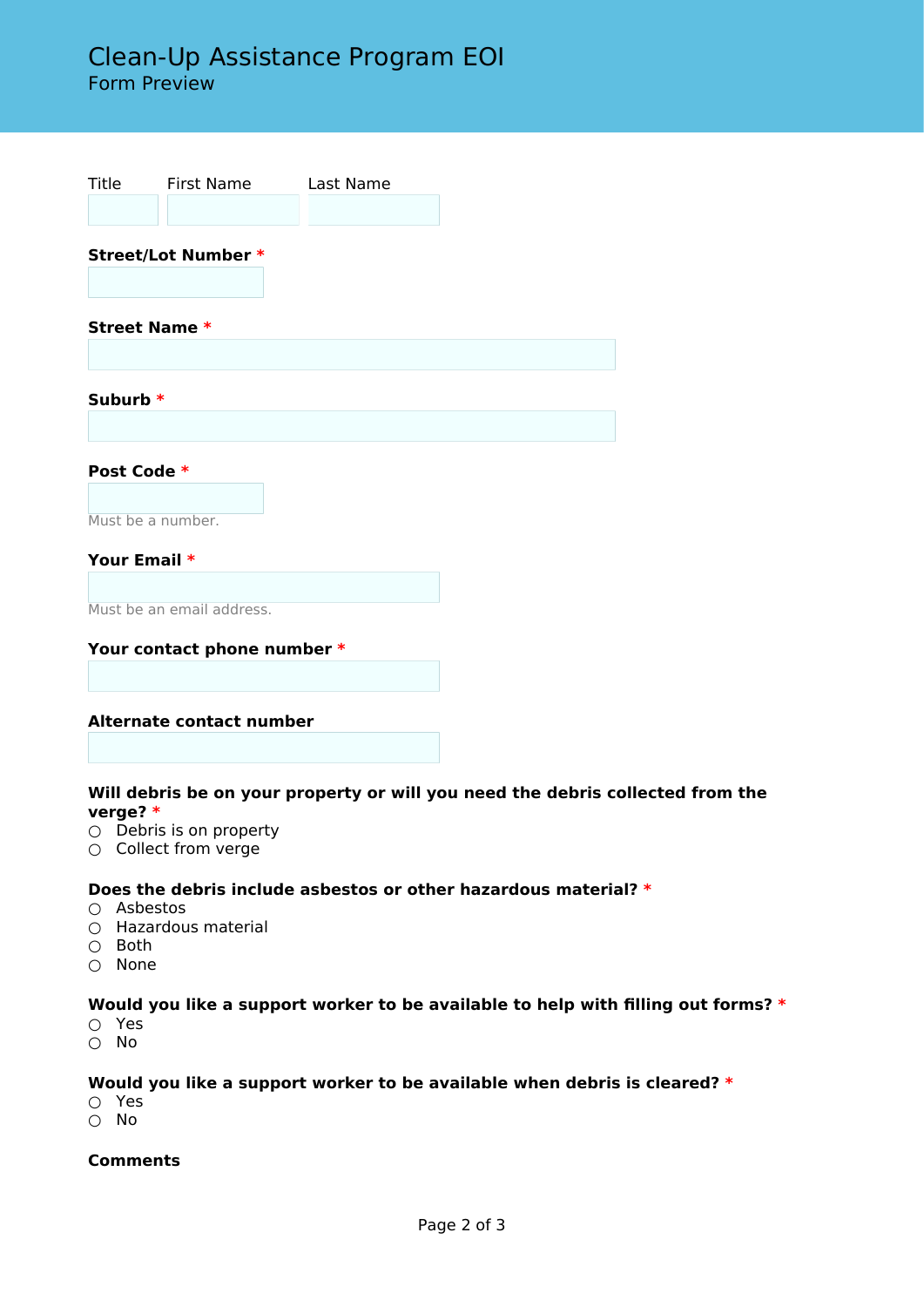# Clean-Up Assistance Program EOI

Form Preview

Title | First Name | Last Name

**Street/Lot Number** *

**Street Name** *

**Suburb** *

**Post Code** *

Must be a number.

**Your Email** *

Must be an email address.

**Your contact phone number** *

**Alternate contact number**

**Will debris be on your property or will you need the debris collected from the verge?** *

- ○ Debris is on property
- ○ Collect from verge

**Does the debris include asbestos or other hazardous material?** *

- ○ Asbestos
- ○ Hazardous material
- ○ Both
- ○ None

**Would you like a support worker to be available to help with filling out forms?** *

- ○ Yes
- ○ No

**Would you like a support worker to be available when debris is cleared?** *

- ○ Yes
- ○ No

**Comments**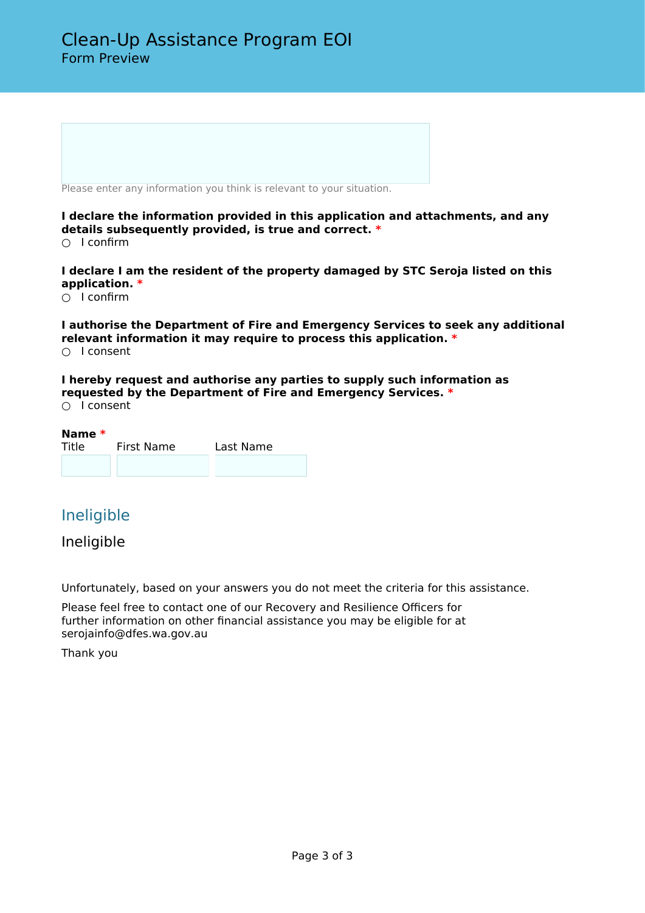# Clean-Up Assistance Program EOI

Form Preview

Please enter any information you think is relevant to your situation.

**I declare the information provided in this application and attachments, and any details subsequently provided, is true and correct.** *

○ I confirm

**I declare I am the resident of the property damaged by STC Seroja listed on this application.** *

○ I confirm

**I authorise the Department of Fire and Emergency Services to seek any additional relevant information it may require to process this application.** *

○ I consent

**I hereby request and authorise any parties to supply such information as requested by the Department of Fire and Emergency Services.** *

○ I consent

**Name** *

| Title | First Name | Last Name |
|---|---|---|
| | | |

## Ineligible

Ineligible

Unfortunately, based on your answers you do not meet the criteria for this assistance.

Please feel free to contact one of our Recovery and Resilience Officers for further information on other financial assistance you may be eligible for at serojainfo@dfes.wa.gov.au

Thank you